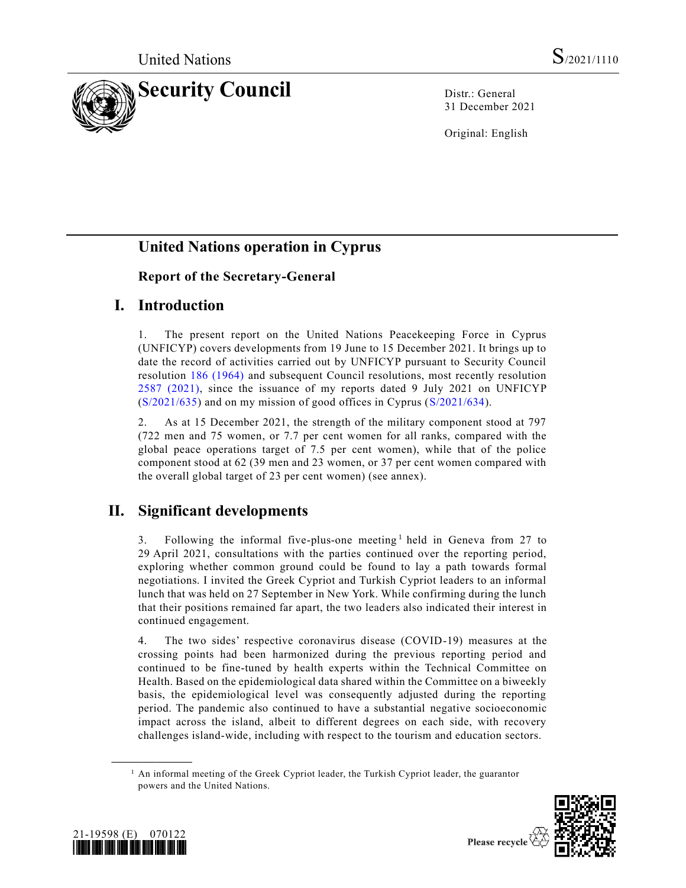United Nations S/2021/1110

# Security Council

Distr.: General
31 December 2021

Original: English

## United Nations operation in Cyprus

### Report of the Secretary-General

## I. Introduction

1. The present report on the United Nations Peacekeeping Force in Cyprus (UNFICYP) covers developments from 19 June to 15 December 2021. It brings up to date the record of activities carried out by UNFICYP pursuant to Security Council resolution 186 (1964) and subsequent Council resolutions, most recently resolution 2587 (2021), since the issuance of my reports dated 9 July 2021 on UNFICYP (S/2021/635) and on my mission of good offices in Cyprus (S/2021/634).

2. As at 15 December 2021, the strength of the military component stood at 797 (722 men and 75 women, or 7.7 per cent women for all ranks, compared with the global peace operations target of 7.5 per cent women), while that of the police component stood at 62 (39 men and 23 women, or 37 per cent women compared with the overall global target of 23 per cent women) (see annex).

## II. Significant developments

3. Following the informal five-plus-one meeting[1] held in Geneva from 27 to 29 April 2021, consultations with the parties continued over the reporting period, exploring whether common ground could be found to lay a path towards formal negotiations. I invited the Greek Cypriot and Turkish Cypriot leaders to an informal lunch that was held on 27 September in New York. While confirming during the lunch that their positions remained far apart, the two leaders also indicated their interest in continued engagement.

4. The two sides' respective coronavirus disease (COVID-19) measures at the crossing points had been harmonized during the previous reporting period and continued to be fine-tuned by health experts within the Technical Committee on Health. Based on the epidemiological data shared within the Committee on a biweekly basis, the epidemiological level was consequently adjusted during the reporting period. The pandemic also continued to have a substantial negative socioeconomic impact across the island, albeit to different degrees on each side, with recovery challenges island-wide, including with respect to the tourism and education sectors.

[1] An informal meeting of the Greek Cypriot leader, the Turkish Cypriot leader, the guarantor powers and the United Nations.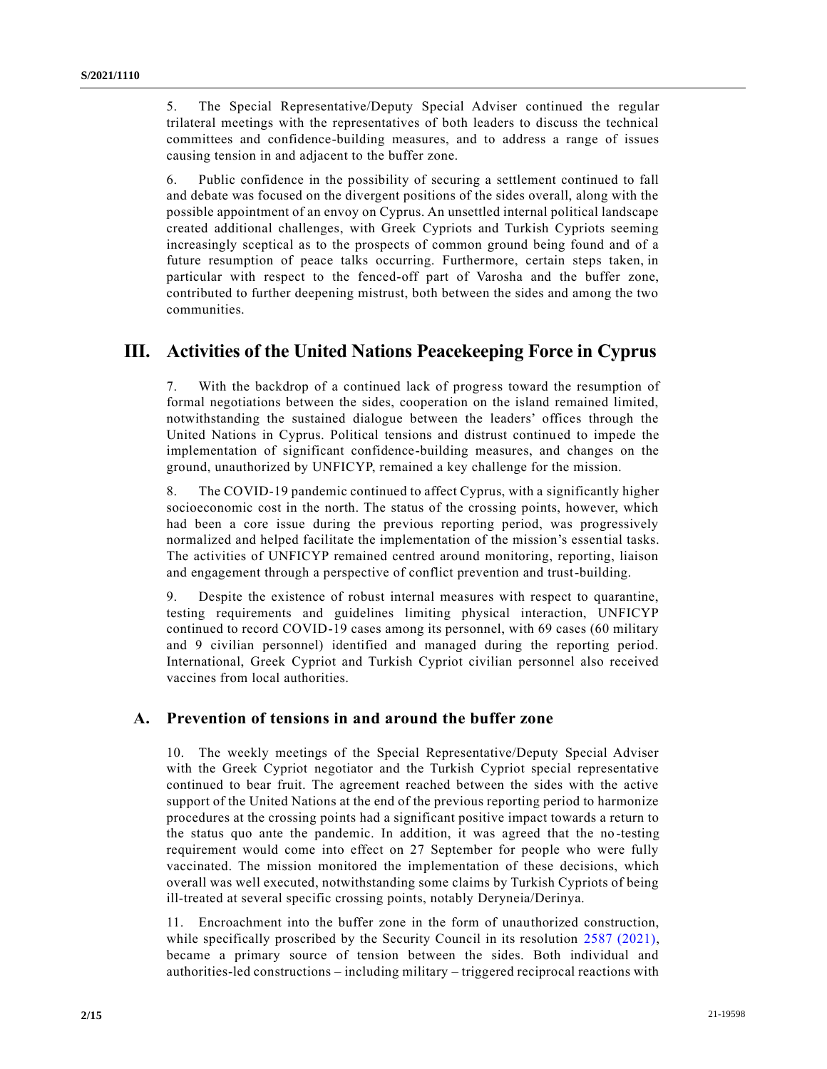5. The Special Representative/Deputy Special Adviser continued the regular trilateral meetings with the representatives of both leaders to discuss the technical committees and confidence-building measures, and to address a range of issues causing tension in and adjacent to the buffer zone.

6. Public confidence in the possibility of securing a settlement continued to fall and debate was focused on the divergent positions of the sides overall, along with the possible appointment of an envoy on Cyprus. An unsettled internal political landscape created additional challenges, with Greek Cypriots and Turkish Cypriots seeming increasingly sceptical as to the prospects of common ground being found and of a future resumption of peace talks occurring. Furthermore, certain steps taken, in particular with respect to the fenced-off part of Varosha and the buffer zone, contributed to further deepening mistrust, both between the sides and among the two communities.

# III. Activities of the United Nations Peacekeeping Force in Cyprus

7. With the backdrop of a continued lack of progress toward the resumption of formal negotiations between the sides, cooperation on the island remained limited, notwithstanding the sustained dialogue between the leaders' offices through the United Nations in Cyprus. Political tensions and distrust continued to impede the implementation of significant confidence-building measures, and changes on the ground, unauthorized by UNFICYP, remained a key challenge for the mission.

8. The COVID-19 pandemic continued to affect Cyprus, with a significantly higher socioeconomic cost in the north. The status of the crossing points, however, which had been a core issue during the previous reporting period, was progressively normalized and helped facilitate the implementation of the mission's essential tasks. The activities of UNFICYP remained centred around monitoring, reporting, liaison and engagement through a perspective of conflict prevention and trust-building.

9. Despite the existence of robust internal measures with respect to quarantine, testing requirements and guidelines limiting physical interaction, UNFICYP continued to record COVID-19 cases among its personnel, with 69 cases (60 military and 9 civilian personnel) identified and managed during the reporting period. International, Greek Cypriot and Turkish Cypriot civilian personnel also received vaccines from local authorities.

## A. Prevention of tensions in and around the buffer zone

10. The weekly meetings of the Special Representative/Deputy Special Adviser with the Greek Cypriot negotiator and the Turkish Cypriot special representative continued to bear fruit. The agreement reached between the sides with the active support of the United Nations at the end of the previous reporting period to harmonize procedures at the crossing points had a significant positive impact towards a return to the status quo ante the pandemic. In addition, it was agreed that the no-testing requirement would come into effect on 27 September for people who were fully vaccinated. The mission monitored the implementation of these decisions, which overall was well executed, notwithstanding some claims by Turkish Cypriots of being ill-treated at several specific crossing points, notably Deryneia/Derinya.

11. Encroachment into the buffer zone in the form of unauthorized construction, while specifically proscribed by the Security Council in its resolution 2587 (2021), became a primary source of tension between the sides. Both individual and authorities-led constructions – including military – triggered reciprocal reactions with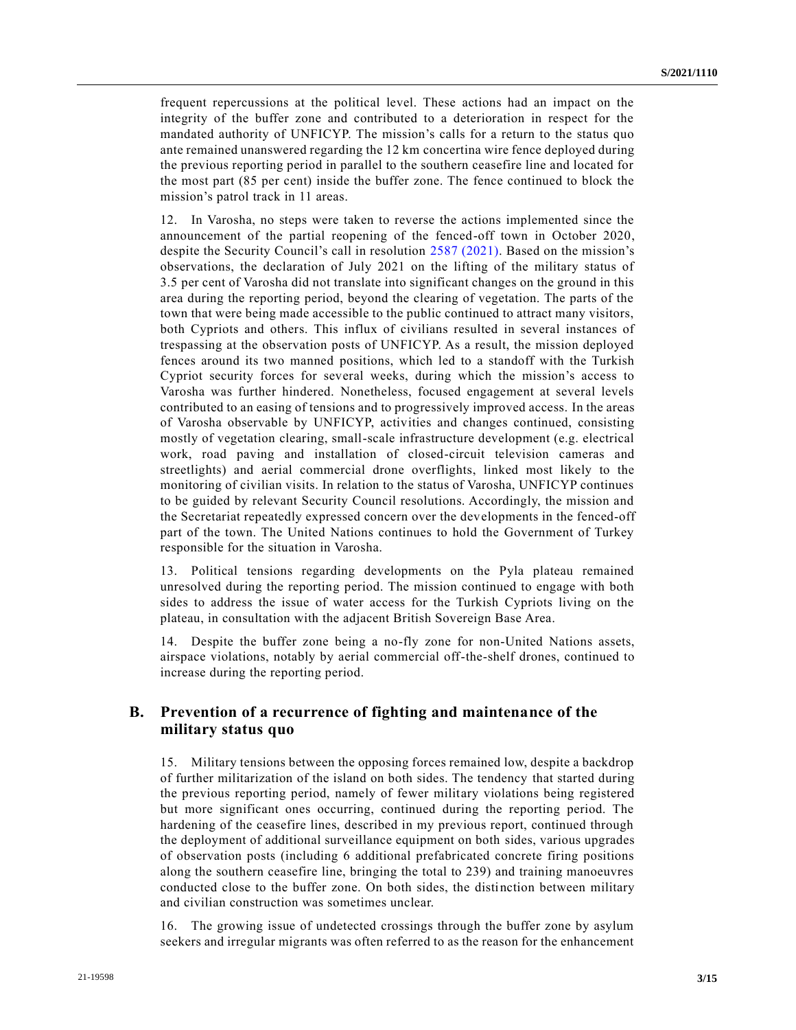frequent repercussions at the political level. These actions had an impact on the integrity of the buffer zone and contributed to a deterioration in respect for the mandated authority of UNFICYP. The mission's calls for a return to the status quo ante remained unanswered regarding the 12 km concertina wire fence deployed during the previous reporting period in parallel to the southern ceasefire line and located for the most part (85 per cent) inside the buffer zone. The fence continued to block the mission's patrol track in 11 areas.

12. In Varosha, no steps were taken to reverse the actions implemented since the announcement of the partial reopening of the fenced-off town in October 2020, despite the Security Council's call in resolution 2587 (2021). Based on the mission's observations, the declaration of July 2021 on the lifting of the military status of 3.5 per cent of Varosha did not translate into significant changes on the ground in this area during the reporting period, beyond the clearing of vegetation. The parts of the town that were being made accessible to the public continued to attract many visitors, both Cypriots and others. This influx of civilians resulted in several instances of trespassing at the observation posts of UNFICYP. As a result, the mission deployed fences around its two manned positions, which led to a standoff with the Turkish Cypriot security forces for several weeks, during which the mission's access to Varosha was further hindered. Nonetheless, focused engagement at several levels contributed to an easing of tensions and to progressively improved access. In the areas of Varosha observable by UNFICYP, activities and changes continued, consisting mostly of vegetation clearing, small-scale infrastructure development (e.g. electrical work, road paving and installation of closed-circuit television cameras and streetlights) and aerial commercial drone overflights, linked most likely to the monitoring of civilian visits. In relation to the status of Varosha, UNFICYP continues to be guided by relevant Security Council resolutions. Accordingly, the mission and the Secretariat repeatedly expressed concern over the developments in the fenced-off part of the town. The United Nations continues to hold the Government of Turkey responsible for the situation in Varosha.

13. Political tensions regarding developments on the Pyla plateau remained unresolved during the reporting period. The mission continued to engage with both sides to address the issue of water access for the Turkish Cypriots living on the plateau, in consultation with the adjacent British Sovereign Base Area.

14. Despite the buffer zone being a no-fly zone for non-United Nations assets, airspace violations, notably by aerial commercial off-the-shelf drones, continued to increase during the reporting period.

## B. Prevention of a recurrence of fighting and maintenance of the military status quo

15. Military tensions between the opposing forces remained low, despite a backdrop of further militarization of the island on both sides. The tendency that started during the previous reporting period, namely of fewer military violations being registered but more significant ones occurring, continued during the reporting period. The hardening of the ceasefire lines, described in my previous report, continued through the deployment of additional surveillance equipment on both sides, various upgrades of observation posts (including 6 additional prefabricated concrete firing positions along the southern ceasefire line, bringing the total to 239) and training manoeuvres conducted close to the buffer zone. On both sides, the distinction between military and civilian construction was sometimes unclear.

16. The growing issue of undetected crossings through the buffer zone by asylum seekers and irregular migrants was often referred to as the reason for the enhancement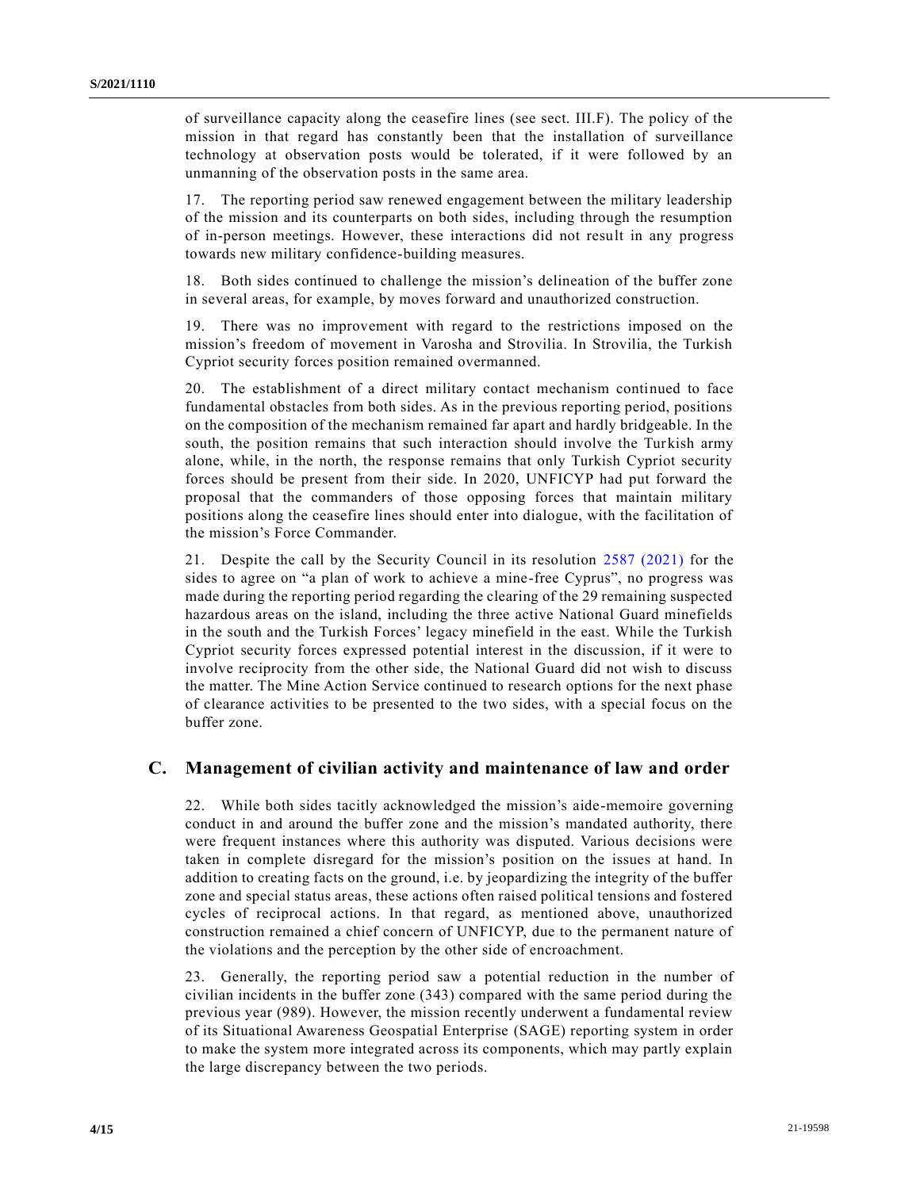of surveillance capacity along the ceasefire lines (see sect. III.F). The policy of the mission in that regard has constantly been that the installation of surveillance technology at observation posts would be tolerated, if it were followed by an unmanning of the observation posts in the same area.

17. The reporting period saw renewed engagement between the military leadership of the mission and its counterparts on both sides, including through the resumption of in-person meetings. However, these interactions did not result in any progress towards new military confidence-building measures.

18. Both sides continued to challenge the mission's delineation of the buffer zone in several areas, for example, by moves forward and unauthorized construction.

19. There was no improvement with regard to the restrictions imposed on the mission's freedom of movement in Varosha and Strovilia. In Strovilia, the Turkish Cypriot security forces position remained overmanned.

20. The establishment of a direct military contact mechanism continued to face fundamental obstacles from both sides. As in the previous reporting period, positions on the composition of the mechanism remained far apart and hardly bridgeable. In the south, the position remains that such interaction should involve the Turkish army alone, while, in the north, the response remains that only Turkish Cypriot security forces should be present from their side. In 2020, UNFICYP had put forward the proposal that the commanders of those opposing forces that maintain military positions along the ceasefire lines should enter into dialogue, with the facilitation of the mission's Force Commander.

21. Despite the call by the Security Council in its resolution 2587 (2021) for the sides to agree on "a plan of work to achieve a mine-free Cyprus", no progress was made during the reporting period regarding the clearing of the 29 remaining suspected hazardous areas on the island, including the three active National Guard minefields in the south and the Turkish Forces' legacy minefield in the east. While the Turkish Cypriot security forces expressed potential interest in the discussion, if it were to involve reciprocity from the other side, the National Guard did not wish to discuss the matter. The Mine Action Service continued to research options for the next phase of clearance activities to be presented to the two sides, with a special focus on the buffer zone.

## C. Management of civilian activity and maintenance of law and order

22. While both sides tacitly acknowledged the mission's aide-memoire governing conduct in and around the buffer zone and the mission's mandated authority, there were frequent instances where this authority was disputed. Various decisions were taken in complete disregard for the mission's position on the issues at hand. In addition to creating facts on the ground, i.e. by jeopardizing the integrity of the buffer zone and special status areas, these actions often raised political tensions and fostered cycles of reciprocal actions. In that regard, as mentioned above, unauthorized construction remained a chief concern of UNFICYP, due to the permanent nature of the violations and the perception by the other side of encroachment.

23. Generally, the reporting period saw a potential reduction in the number of civilian incidents in the buffer zone (343) compared with the same period during the previous year (989). However, the mission recently underwent a fundamental review of its Situational Awareness Geospatial Enterprise (SAGE) reporting system in order to make the system more integrated across its components, which may partly explain the large discrepancy between the two periods.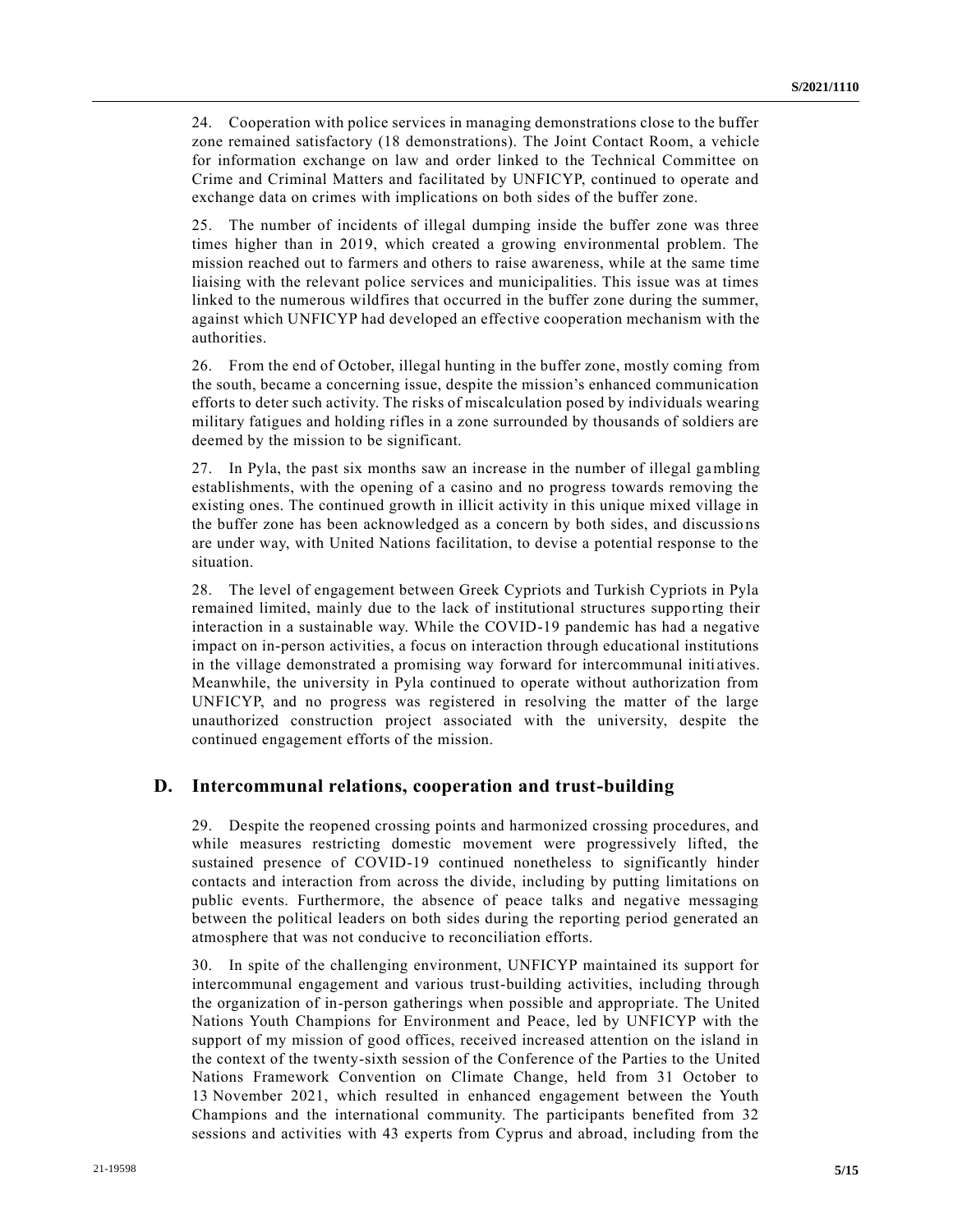24. Cooperation with police services in managing demonstrations close to the buffer zone remained satisfactory (18 demonstrations). The Joint Contact Room, a vehicle for information exchange on law and order linked to the Technical Committee on Crime and Criminal Matters and facilitated by UNFICYP, continued to operate and exchange data on crimes with implications on both sides of the buffer zone.

25. The number of incidents of illegal dumping inside the buffer zone was three times higher than in 2019, which created a growing environmental problem. The mission reached out to farmers and others to raise awareness, while at the same time liaising with the relevant police services and municipalities. This issue was at times linked to the numerous wildfires that occurred in the buffer zone during the summer, against which UNFICYP had developed an effective cooperation mechanism with the authorities.

26. From the end of October, illegal hunting in the buffer zone, mostly coming from the south, became a concerning issue, despite the mission's enhanced communication efforts to deter such activity. The risks of miscalculation posed by individuals wearing military fatigues and holding rifles in a zone surrounded by thousands of soldiers are deemed by the mission to be significant.

27. In Pyla, the past six months saw an increase in the number of illegal gambling establishments, with the opening of a casino and no progress towards removing the existing ones. The continued growth in illicit activity in this unique mixed village in the buffer zone has been acknowledged as a concern by both sides, and discussions are under way, with United Nations facilitation, to devise a potential response to the situation.

28. The level of engagement between Greek Cypriots and Turkish Cypriots in Pyla remained limited, mainly due to the lack of institutional structures supporting their interaction in a sustainable way. While the COVID-19 pandemic has had a negative impact on in-person activities, a focus on interaction through educational institutions in the village demonstrated a promising way forward for intercommunal initiatives. Meanwhile, the university in Pyla continued to operate without authorization from UNFICYP, and no progress was registered in resolving the matter of the large unauthorized construction project associated with the university, despite the continued engagement efforts of the mission.

## D. Intercommunal relations, cooperation and trust-building

29. Despite the reopened crossing points and harmonized crossing procedures, and while measures restricting domestic movement were progressively lifted, the sustained presence of COVID-19 continued nonetheless to significantly hinder contacts and interaction from across the divide, including by putting limitations on public events. Furthermore, the absence of peace talks and negative messaging between the political leaders on both sides during the reporting period generated an atmosphere that was not conducive to reconciliation efforts.

30. In spite of the challenging environment, UNFICYP maintained its support for intercommunal engagement and various trust-building activities, including through the organization of in-person gatherings when possible and appropriate. The United Nations Youth Champions for Environment and Peace, led by UNFICYP with the support of my mission of good offices, received increased attention on the island in the context of the twenty-sixth session of the Conference of the Parties to the United Nations Framework Convention on Climate Change, held from 31 October to 13 November 2021, which resulted in enhanced engagement between the Youth Champions and the international community. The participants benefited from 32 sessions and activities with 43 experts from Cyprus and abroad, including from the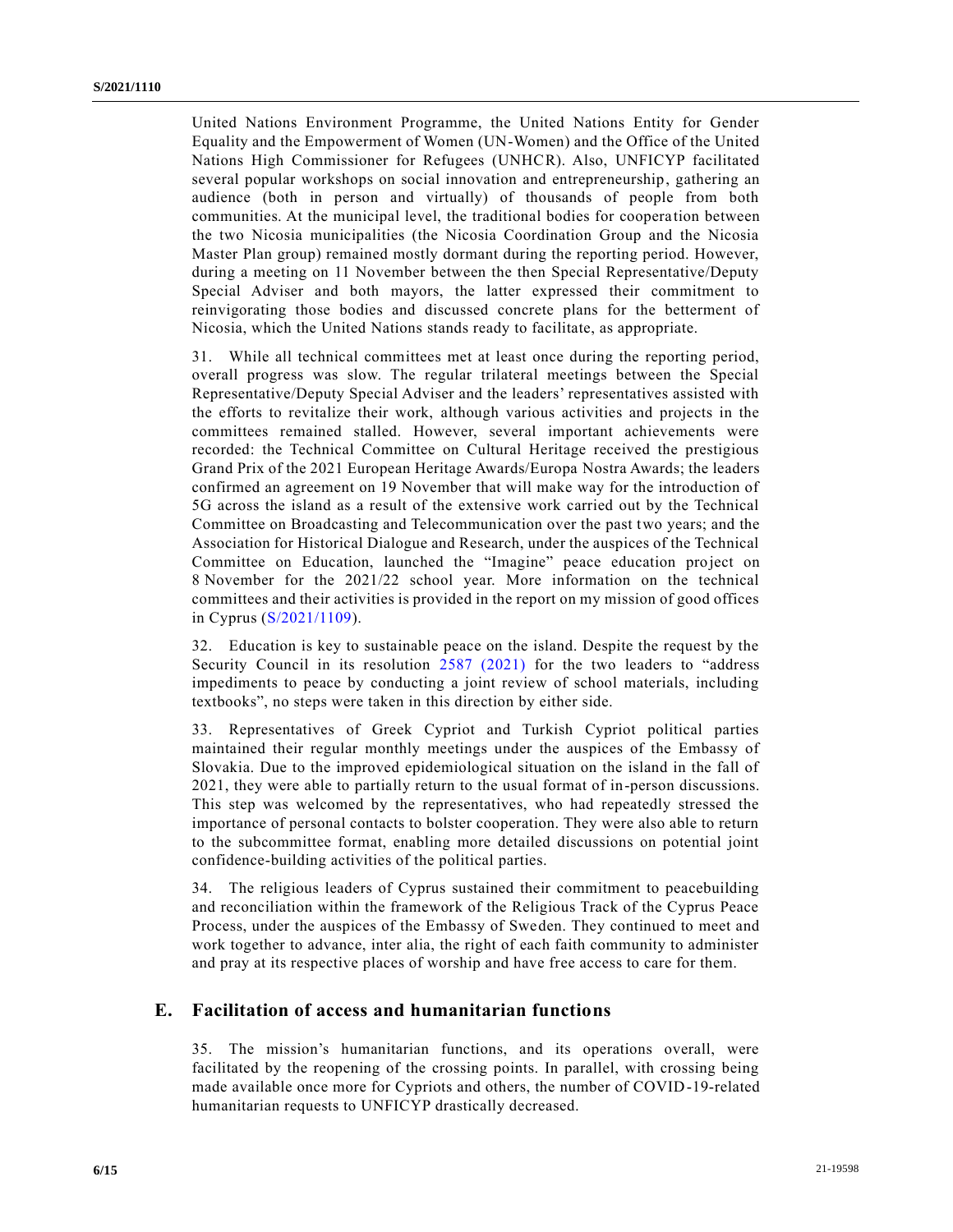United Nations Environment Programme, the United Nations Entity for Gender Equality and the Empowerment of Women (UN-Women) and the Office of the United Nations High Commissioner for Refugees (UNHCR). Also, UNFICYP facilitated several popular workshops on social innovation and entrepreneurship, gathering an audience (both in person and virtually) of thousands of people from both communities. At the municipal level, the traditional bodies for cooperation between the two Nicosia municipalities (the Nicosia Coordination Group and the Nicosia Master Plan group) remained mostly dormant during the reporting period. However, during a meeting on 11 November between the then Special Representative/Deputy Special Adviser and both mayors, the latter expressed their commitment to reinvigorating those bodies and discussed concrete plans for the betterment of Nicosia, which the United Nations stands ready to facilitate, as appropriate.

31. While all technical committees met at least once during the reporting period, overall progress was slow. The regular trilateral meetings between the Special Representative/Deputy Special Adviser and the leaders' representatives assisted with the efforts to revitalize their work, although various activities and projects in the committees remained stalled. However, several important achievements were recorded: the Technical Committee on Cultural Heritage received the prestigious Grand Prix of the 2021 European Heritage Awards/Europa Nostra Awards; the leaders confirmed an agreement on 19 November that will make way for the introduction of 5G across the island as a result of the extensive work carried out by the Technical Committee on Broadcasting and Telecommunication over the past two years; and the Association for Historical Dialogue and Research, under the auspices of the Technical Committee on Education, launched the "Imagine" peace education project on 8 November for the 2021/22 school year. More information on the technical committees and their activities is provided in the report on my mission of good offices in Cyprus (S/2021/1109).

32. Education is key to sustainable peace on the island. Despite the request by the Security Council in its resolution 2587 (2021) for the two leaders to "address impediments to peace by conducting a joint review of school materials, including textbooks", no steps were taken in this direction by either side.

33. Representatives of Greek Cypriot and Turkish Cypriot political parties maintained their regular monthly meetings under the auspices of the Embassy of Slovakia. Due to the improved epidemiological situation on the island in the fall of 2021, they were able to partially return to the usual format of in-person discussions. This step was welcomed by the representatives, who had repeatedly stressed the importance of personal contacts to bolster cooperation. They were also able to return to the subcommittee format, enabling more detailed discussions on potential joint confidence-building activities of the political parties.

34. The religious leaders of Cyprus sustained their commitment to peacebuilding and reconciliation within the framework of the Religious Track of the Cyprus Peace Process, under the auspices of the Embassy of Sweden. They continued to meet and work together to advance, inter alia, the right of each faith community to administer and pray at its respective places of worship and have free access to care for them.

## E. Facilitation of access and humanitarian functions

35. The mission's humanitarian functions, and its operations overall, were facilitated by the reopening of the crossing points. In parallel, with crossing being made available once more for Cypriots and others, the number of COVID-19-related humanitarian requests to UNFICYP drastically decreased.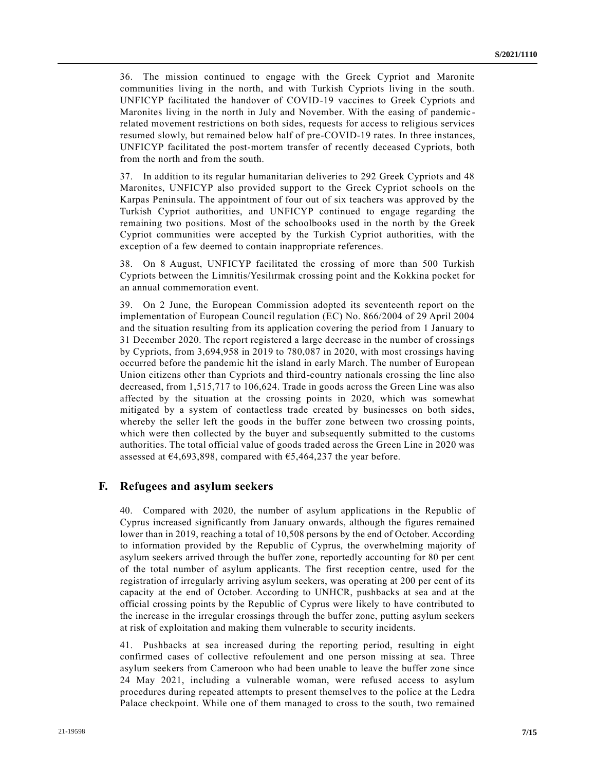36. The mission continued to engage with the Greek Cypriot and Maronite communities living in the north, and with Turkish Cypriots living in the south. UNFICYP facilitated the handover of COVID-19 vaccines to Greek Cypriots and Maronites living in the north in July and November. With the easing of pandemic-related movement restrictions on both sides, requests for access to religious services resumed slowly, but remained below half of pre-COVID-19 rates. In three instances, UNFICYP facilitated the post-mortem transfer of recently deceased Cypriots, both from the north and from the south.

37. In addition to its regular humanitarian deliveries to 292 Greek Cypriots and 48 Maronites, UNFICYP also provided support to the Greek Cypriot schools on the Karpas Peninsula. The appointment of four out of six teachers was approved by the Turkish Cypriot authorities, and UNFICYP continued to engage regarding the remaining two positions. Most of the schoolbooks used in the north by the Greek Cypriot communities were accepted by the Turkish Cypriot authorities, with the exception of a few deemed to contain inappropriate references.

38. On 8 August, UNFICYP facilitated the crossing of more than 500 Turkish Cypriots between the Limnitis/Yesilırmak crossing point and the Kokkina pocket for an annual commemoration event.

39. On 2 June, the European Commission adopted its seventeenth report on the implementation of European Council regulation (EC) No. 866/2004 of 29 April 2004 and the situation resulting from its application covering the period from 1 January to 31 December 2020. The report registered a large decrease in the number of crossings by Cypriots, from 3,694,958 in 2019 to 780,087 in 2020, with most crossings having occurred before the pandemic hit the island in early March. The number of European Union citizens other than Cypriots and third-country nationals crossing the line also decreased, from 1,515,717 to 106,624. Trade in goods across the Green Line was also affected by the situation at the crossing points in 2020, which was somewhat mitigated by a system of contactless trade created by businesses on both sides, whereby the seller left the goods in the buffer zone between two crossing points, which were then collected by the buyer and subsequently submitted to the customs authorities. The total official value of goods traded across the Green Line in 2020 was assessed at €4,693,898, compared with €5,464,237 the year before.

## F. Refugees and asylum seekers

40. Compared with 2020, the number of asylum applications in the Republic of Cyprus increased significantly from January onwards, although the figures remained lower than in 2019, reaching a total of 10,508 persons by the end of October. According to information provided by the Republic of Cyprus, the overwhelming majority of asylum seekers arrived through the buffer zone, reportedly accounting for 80 per cent of the total number of asylum applicants. The first reception centre, used for the registration of irregularly arriving asylum seekers, was operating at 200 per cent of its capacity at the end of October. According to UNHCR, pushbacks at sea and at the official crossing points by the Republic of Cyprus were likely to have contributed to the increase in the irregular crossings through the buffer zone, putting asylum seekers at risk of exploitation and making them vulnerable to security incidents.

41. Pushbacks at sea increased during the reporting period, resulting in eight confirmed cases of collective refoulement and one person missing at sea. Three asylum seekers from Cameroon who had been unable to leave the buffer zone since 24 May 2021, including a vulnerable woman, were refused access to asylum procedures during repeated attempts to present themselves to the police at the Ledra Palace checkpoint. While one of them managed to cross to the south, two remained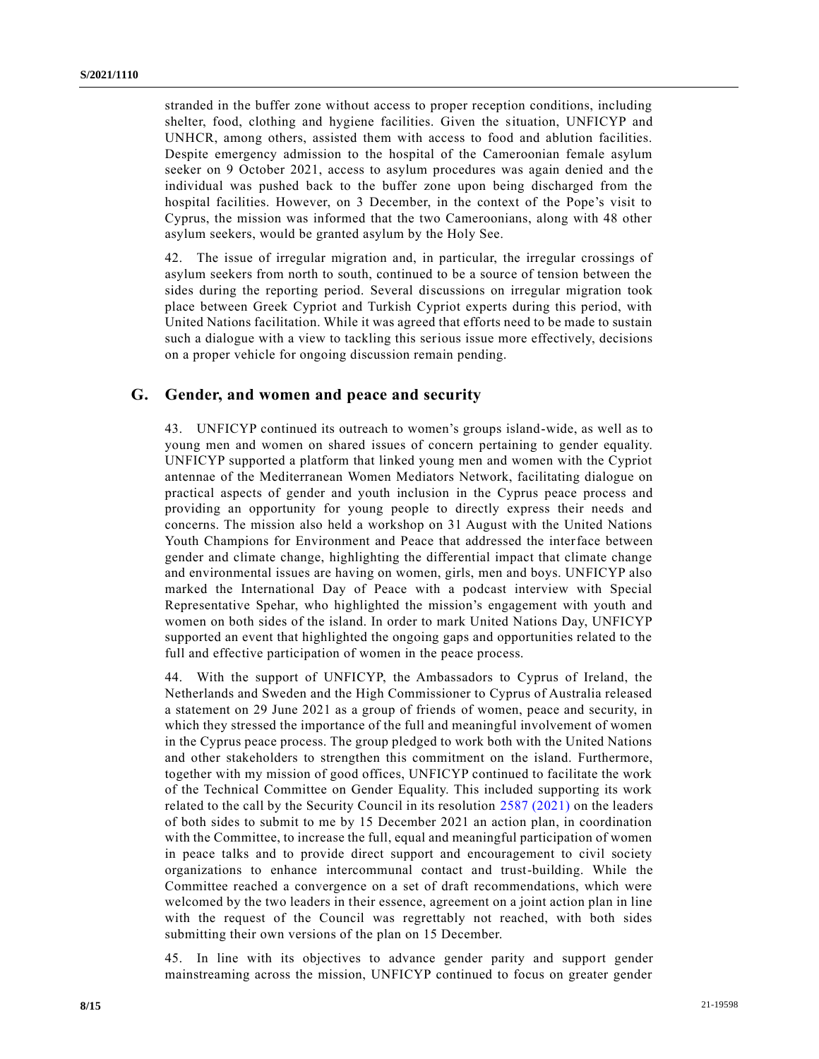stranded in the buffer zone without access to proper reception conditions, including shelter, food, clothing and hygiene facilities. Given the situation, UNFICYP and UNHCR, among others, assisted them with access to food and ablution facilities. Despite emergency admission to the hospital of the Cameroonian female asylum seeker on 9 October 2021, access to asylum procedures was again denied and the individual was pushed back to the buffer zone upon being discharged from the hospital facilities. However, on 3 December, in the context of the Pope's visit to Cyprus, the mission was informed that the two Cameroonians, along with 48 other asylum seekers, would be granted asylum by the Holy See.

42. The issue of irregular migration and, in particular, the irregular crossings of asylum seekers from north to south, continued to be a source of tension between the sides during the reporting period. Several discussions on irregular migration took place between Greek Cypriot and Turkish Cypriot experts during this period, with United Nations facilitation. While it was agreed that efforts need to be made to sustain such a dialogue with a view to tackling this serious issue more effectively, decisions on a proper vehicle for ongoing discussion remain pending.

## G. Gender, and women and peace and security

43. UNFICYP continued its outreach to women's groups island-wide, as well as to young men and women on shared issues of concern pertaining to gender equality. UNFICYP supported a platform that linked young men and women with the Cypriot antennae of the Mediterranean Women Mediators Network, facilitating dialogue on practical aspects of gender and youth inclusion in the Cyprus peace process and providing an opportunity for young people to directly express their needs and concerns. The mission also held a workshop on 31 August with the United Nations Youth Champions for Environment and Peace that addressed the interface between gender and climate change, highlighting the differential impact that climate change and environmental issues are having on women, girls, men and boys. UNFICYP also marked the International Day of Peace with a podcast interview with Special Representative Spehar, who highlighted the mission's engagement with youth and women on both sides of the island. In order to mark United Nations Day, UNFICYP supported an event that highlighted the ongoing gaps and opportunities related to the full and effective participation of women in the peace process.

44. With the support of UNFICYP, the Ambassadors to Cyprus of Ireland, the Netherlands and Sweden and the High Commissioner to Cyprus of Australia released a statement on 29 June 2021 as a group of friends of women, peace and security, in which they stressed the importance of the full and meaningful involvement of women in the Cyprus peace process. The group pledged to work both with the United Nations and other stakeholders to strengthen this commitment on the island. Furthermore, together with my mission of good offices, UNFICYP continued to facilitate the work of the Technical Committee on Gender Equality. This included supporting its work related to the call by the Security Council in its resolution 2587 (2021) on the leaders of both sides to submit to me by 15 December 2021 an action plan, in coordination with the Committee, to increase the full, equal and meaningful participation of women in peace talks and to provide direct support and encouragement to civil society organizations to enhance intercommunal contact and trust-building. While the Committee reached a convergence on a set of draft recommendations, which were welcomed by the two leaders in their essence, agreement on a joint action plan in line with the request of the Council was regrettably not reached, with both sides submitting their own versions of the plan on 15 December.

45. In line with its objectives to advance gender parity and support gender mainstreaming across the mission, UNFICYP continued to focus on greater gender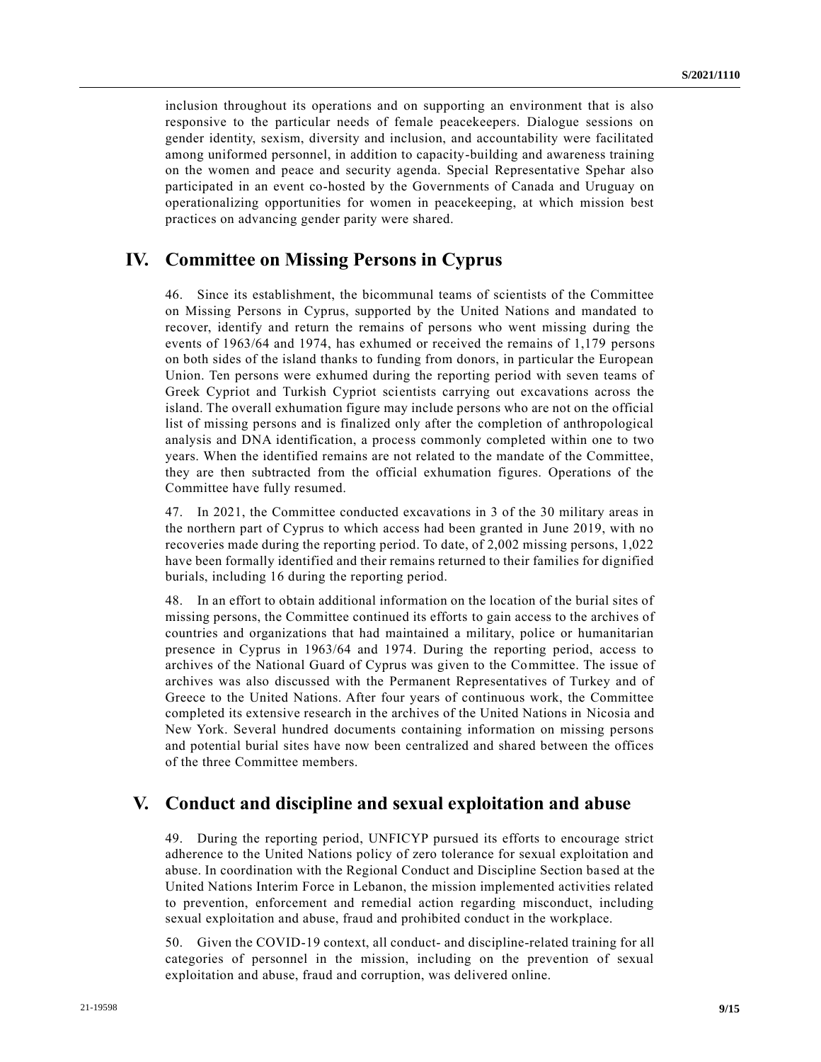inclusion throughout its operations and on supporting an environment that is also responsive to the particular needs of female peacekeepers. Dialogue sessions on gender identity, sexism, diversity and inclusion, and accountability were facilitated among uniformed personnel, in addition to capacity-building and awareness training on the women and peace and security agenda. Special Representative Spehar also participated in an event co-hosted by the Governments of Canada and Uruguay on operationalizing opportunities for women in peacekeeping, at which mission best practices on advancing gender parity were shared.

## IV. Committee on Missing Persons in Cyprus

46. Since its establishment, the bicommunal teams of scientists of the Committee on Missing Persons in Cyprus, supported by the United Nations and mandated to recover, identify and return the remains of persons who went missing during the events of 1963/64 and 1974, has exhumed or received the remains of 1,179 persons on both sides of the island thanks to funding from donors, in particular the European Union. Ten persons were exhumed during the reporting period with seven teams of Greek Cypriot and Turkish Cypriot scientists carrying out excavations across the island. The overall exhumation figure may include persons who are not on the official list of missing persons and is finalized only after the completion of anthropological analysis and DNA identification, a process commonly completed within one to two years. When the identified remains are not related to the mandate of the Committee, they are then subtracted from the official exhumation figures. Operations of the Committee have fully resumed.

47. In 2021, the Committee conducted excavations in 3 of the 30 military areas in the northern part of Cyprus to which access had been granted in June 2019, with no recoveries made during the reporting period. To date, of 2,002 missing persons, 1,022 have been formally identified and their remains returned to their families for dignified burials, including 16 during the reporting period.

48. In an effort to obtain additional information on the location of the burial sites of missing persons, the Committee continued its efforts to gain access to the archives of countries and organizations that had maintained a military, police or humanitarian presence in Cyprus in 1963/64 and 1974. During the reporting period, access to archives of the National Guard of Cyprus was given to the Committee. The issue of archives was also discussed with the Permanent Representatives of Turkey and of Greece to the United Nations. After four years of continuous work, the Committee completed its extensive research in the archives of the United Nations in Nicosia and New York. Several hundred documents containing information on missing persons and potential burial sites have now been centralized and shared between the offices of the three Committee members.

## V. Conduct and discipline and sexual exploitation and abuse

49. During the reporting period, UNFICYP pursued its efforts to encourage strict adherence to the United Nations policy of zero tolerance for sexual exploitation and abuse. In coordination with the Regional Conduct and Discipline Section based at the United Nations Interim Force in Lebanon, the mission implemented activities related to prevention, enforcement and remedial action regarding misconduct, including sexual exploitation and abuse, fraud and prohibited conduct in the workplace.

50. Given the COVID-19 context, all conduct- and discipline-related training for all categories of personnel in the mission, including on the prevention of sexual exploitation and abuse, fraud and corruption, was delivered online.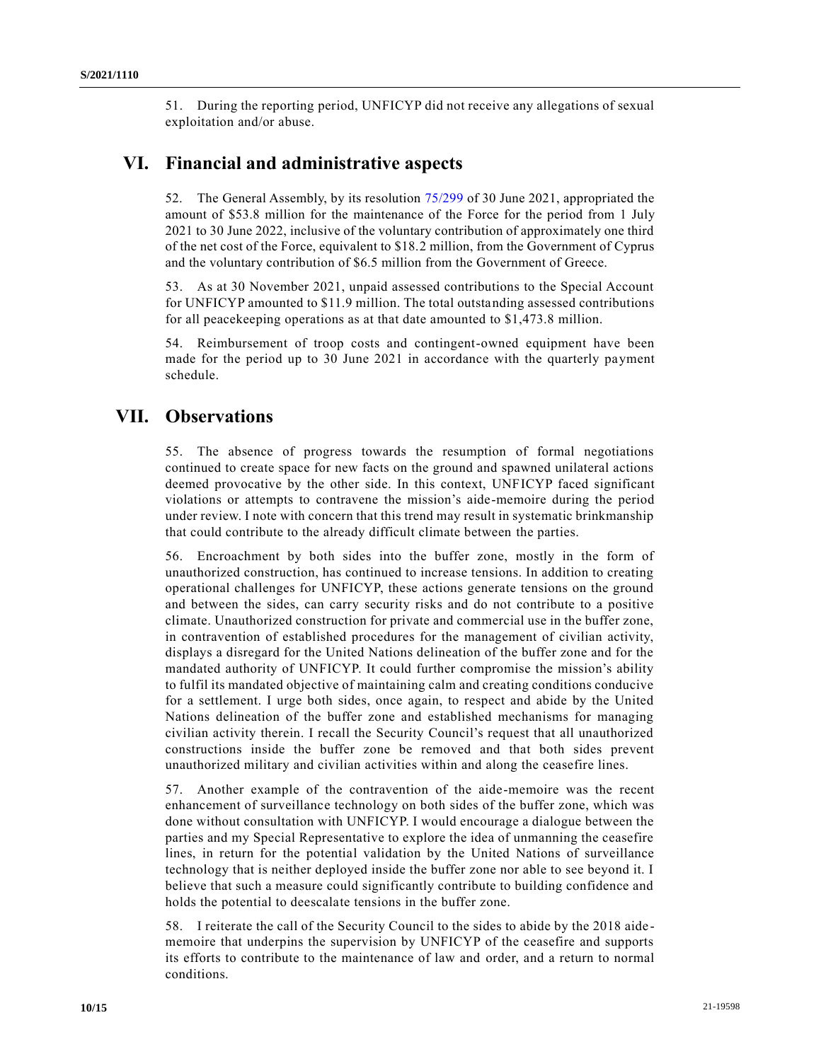51. During the reporting period, UNFICYP did not receive any allegations of sexual exploitation and/or abuse.

## VI. Financial and administrative aspects

52. The General Assembly, by its resolution 75/299 of 30 June 2021, appropriated the amount of $53.8 million for the maintenance of the Force for the period from 1 July 2021 to 30 June 2022, inclusive of the voluntary contribution of approximately one third of the net cost of the Force, equivalent to $18.2 million, from the Government of Cyprus and the voluntary contribution of $6.5 million from the Government of Greece.

53. As at 30 November 2021, unpaid assessed contributions to the Special Account for UNFICYP amounted to $11.9 million. The total outstanding assessed contributions for all peacekeeping operations as at that date amounted to $1,473.8 million.

54. Reimbursement of troop costs and contingent-owned equipment have been made for the period up to 30 June 2021 in accordance with the quarterly payment schedule.

## VII. Observations

55. The absence of progress towards the resumption of formal negotiations continued to create space for new facts on the ground and spawned unilateral actions deemed provocative by the other side. In this context, UNFICYP faced significant violations or attempts to contravene the mission's aide-memoire during the period under review. I note with concern that this trend may result in systematic brinkmanship that could contribute to the already difficult climate between the parties.

56. Encroachment by both sides into the buffer zone, mostly in the form of unauthorized construction, has continued to increase tensions. In addition to creating operational challenges for UNFICYP, these actions generate tensions on the ground and between the sides, can carry security risks and do not contribute to a positive climate. Unauthorized construction for private and commercial use in the buffer zone, in contravention of established procedures for the management of civilian activity, displays a disregard for the United Nations delineation of the buffer zone and for the mandated authority of UNFICYP. It could further compromise the mission's ability to fulfil its mandated objective of maintaining calm and creating conditions conducive for a settlement. I urge both sides, once again, to respect and abide by the United Nations delineation of the buffer zone and established mechanisms for managing civilian activity therein. I recall the Security Council's request that all unauthorized constructions inside the buffer zone be removed and that both sides prevent unauthorized military and civilian activities within and along the ceasefire lines.

57. Another example of the contravention of the aide-memoire was the recent enhancement of surveillance technology on both sides of the buffer zone, which was done without consultation with UNFICYP. I would encourage a dialogue between the parties and my Special Representative to explore the idea of unmanning the ceasefire lines, in return for the potential validation by the United Nations of surveillance technology that is neither deployed inside the buffer zone nor able to see beyond it. I believe that such a measure could significantly contribute to building confidence and holds the potential to deescalate tensions in the buffer zone.

58. I reiterate the call of the Security Council to the sides to abide by the 2018 aide-memoire that underpins the supervision by UNFICYP of the ceasefire and supports its efforts to contribute to the maintenance of law and order, and a return to normal conditions.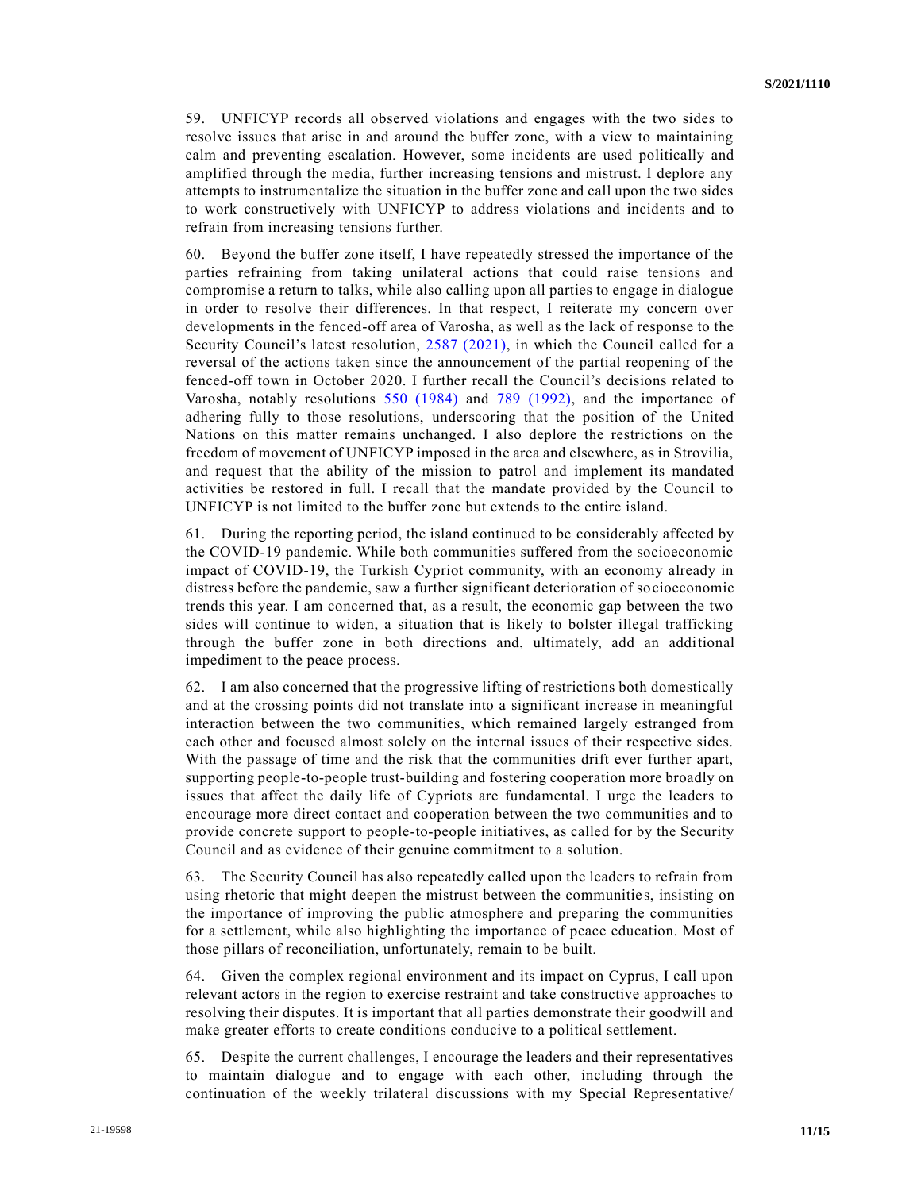59. UNFICYP records all observed violations and engages with the two sides to resolve issues that arise in and around the buffer zone, with a view to maintaining calm and preventing escalation. However, some incidents are used politically and amplified through the media, further increasing tensions and mistrust. I deplore any attempts to instrumentalize the situation in the buffer zone and call upon the two sides to work constructively with UNFICYP to address violations and incidents and to refrain from increasing tensions further.

60. Beyond the buffer zone itself, I have repeatedly stressed the importance of the parties refraining from taking unilateral actions that could raise tensions and compromise a return to talks, while also calling upon all parties to engage in dialogue in order to resolve their differences. In that respect, I reiterate my concern over developments in the fenced-off area of Varosha, as well as the lack of response to the Security Council's latest resolution, 2587 (2021), in which the Council called for a reversal of the actions taken since the announcement of the partial reopening of the fenced-off town in October 2020. I further recall the Council's decisions related to Varosha, notably resolutions 550 (1984) and 789 (1992), and the importance of adhering fully to those resolutions, underscoring that the position of the United Nations on this matter remains unchanged. I also deplore the restrictions on the freedom of movement of UNFICYP imposed in the area and elsewhere, as in Strovilia, and request that the ability of the mission to patrol and implement its mandated activities be restored in full. I recall that the mandate provided by the Council to UNFICYP is not limited to the buffer zone but extends to the entire island.

61. During the reporting period, the island continued to be considerably affected by the COVID-19 pandemic. While both communities suffered from the socioeconomic impact of COVID-19, the Turkish Cypriot community, with an economy already in distress before the pandemic, saw a further significant deterioration of socioeconomic trends this year. I am concerned that, as a result, the economic gap between the two sides will continue to widen, a situation that is likely to bolster illegal trafficking through the buffer zone in both directions and, ultimately, add an additional impediment to the peace process.

62. I am also concerned that the progressive lifting of restrictions both domestically and at the crossing points did not translate into a significant increase in meaningful interaction between the two communities, which remained largely estranged from each other and focused almost solely on the internal issues of their respective sides. With the passage of time and the risk that the communities drift ever further apart, supporting people-to-people trust-building and fostering cooperation more broadly on issues that affect the daily life of Cypriots are fundamental. I urge the leaders to encourage more direct contact and cooperation between the two communities and to provide concrete support to people-to-people initiatives, as called for by the Security Council and as evidence of their genuine commitment to a solution.

63. The Security Council has also repeatedly called upon the leaders to refrain from using rhetoric that might deepen the mistrust between the communities, insisting on the importance of improving the public atmosphere and preparing the communities for a settlement, while also highlighting the importance of peace education. Most of those pillars of reconciliation, unfortunately, remain to be built.

64. Given the complex regional environment and its impact on Cyprus, I call upon relevant actors in the region to exercise restraint and take constructive approaches to resolving their disputes. It is important that all parties demonstrate their goodwill and make greater efforts to create conditions conducive to a political settlement.

65. Despite the current challenges, I encourage the leaders and their representatives to maintain dialogue and to engage with each other, including through the continuation of the weekly trilateral discussions with my Special Representative/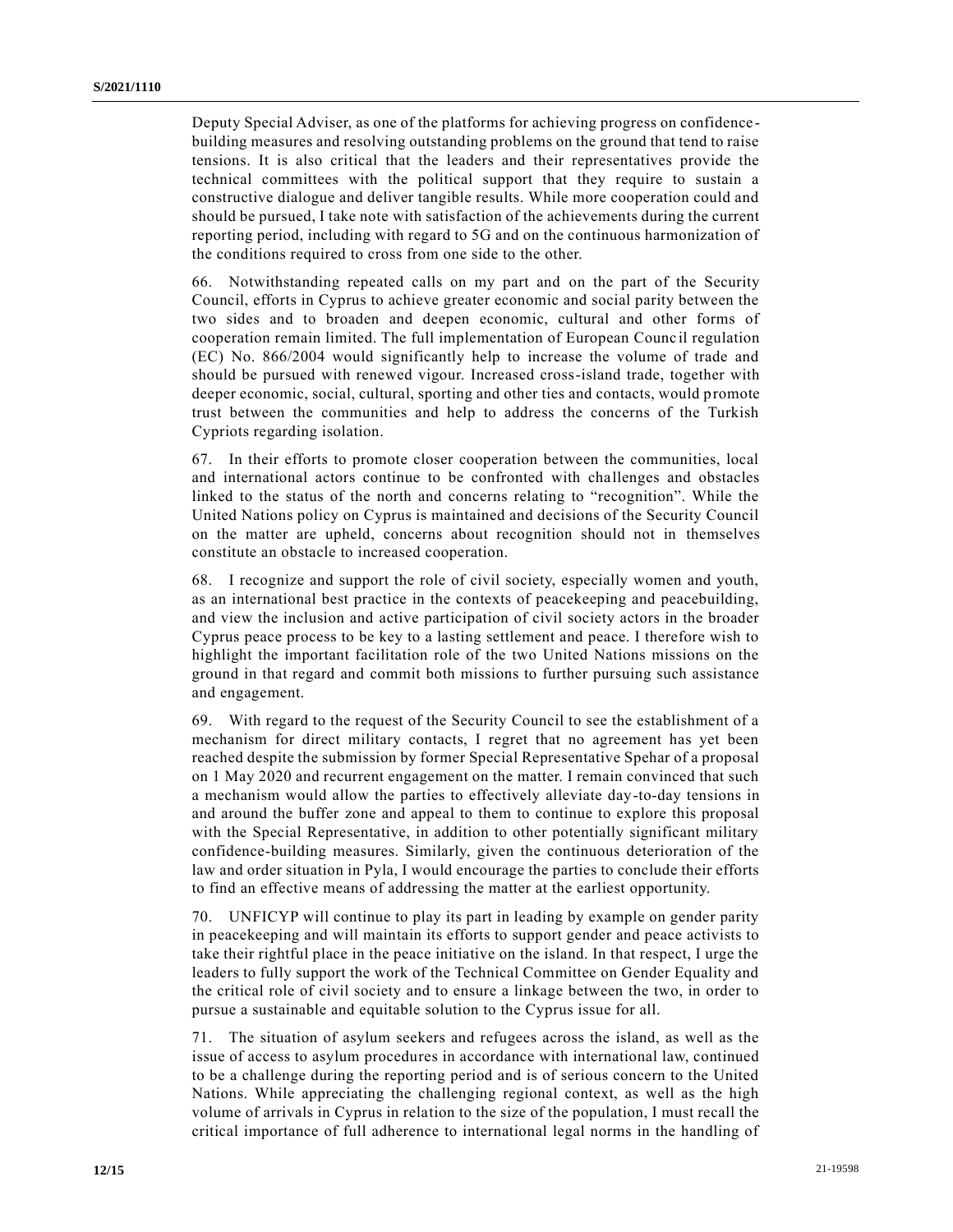Deputy Special Adviser, as one of the platforms for achieving progress on confidence-building measures and resolving outstanding problems on the ground that tend to raise tensions. It is also critical that the leaders and their representatives provide the technical committees with the political support that they require to sustain a constructive dialogue and deliver tangible results. While more cooperation could and should be pursued, I take note with satisfaction of the achievements during the current reporting period, including with regard to 5G and on the continuous harmonization of the conditions required to cross from one side to the other.

66. Notwithstanding repeated calls on my part and on the part of the Security Council, efforts in Cyprus to achieve greater economic and social parity between the two sides and to broaden and deepen economic, cultural and other forms of cooperation remain limited. The full implementation of European Council regulation (EC) No. 866/2004 would significantly help to increase the volume of trade and should be pursued with renewed vigour. Increased cross-island trade, together with deeper economic, social, cultural, sporting and other ties and contacts, would promote trust between the communities and help to address the concerns of the Turkish Cypriots regarding isolation.

67. In their efforts to promote closer cooperation between the communities, local and international actors continue to be confronted with challenges and obstacles linked to the status of the north and concerns relating to "recognition". While the United Nations policy on Cyprus is maintained and decisions of the Security Council on the matter are upheld, concerns about recognition should not in themselves constitute an obstacle to increased cooperation.

68. I recognize and support the role of civil society, especially women and youth, as an international best practice in the contexts of peacekeeping and peacebuilding, and view the inclusion and active participation of civil society actors in the broader Cyprus peace process to be key to a lasting settlement and peace. I therefore wish to highlight the important facilitation role of the two United Nations missions on the ground in that regard and commit both missions to further pursuing such assistance and engagement.

69. With regard to the request of the Security Council to see the establishment of a mechanism for direct military contacts, I regret that no agreement has yet been reached despite the submission by former Special Representative Spehar of a proposal on 1 May 2020 and recurrent engagement on the matter. I remain convinced that such a mechanism would allow the parties to effectively alleviate day-to-day tensions in and around the buffer zone and appeal to them to continue to explore this proposal with the Special Representative, in addition to other potentially significant military confidence-building measures. Similarly, given the continuous deterioration of the law and order situation in Pyla, I would encourage the parties to conclude their efforts to find an effective means of addressing the matter at the earliest opportunity.

70. UNFICYP will continue to play its part in leading by example on gender parity in peacekeeping and will maintain its efforts to support gender and peace activists to take their rightful place in the peace initiative on the island. In that respect, I urge the leaders to fully support the work of the Technical Committee on Gender Equality and the critical role of civil society and to ensure a linkage between the two, in order to pursue a sustainable and equitable solution to the Cyprus issue for all.

71. The situation of asylum seekers and refugees across the island, as well as the issue of access to asylum procedures in accordance with international law, continued to be a challenge during the reporting period and is of serious concern to the United Nations. While appreciating the challenging regional context, as well as the high volume of arrivals in Cyprus in relation to the size of the population, I must recall the critical importance of full adherence to international legal norms in the handling of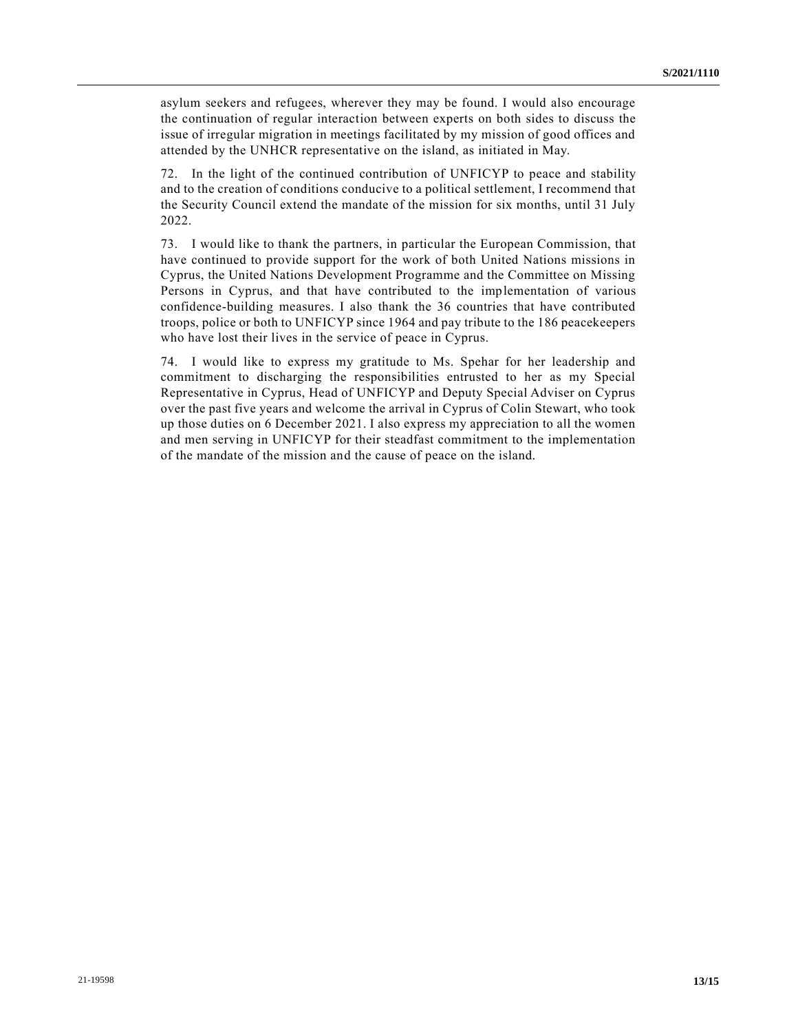asylum seekers and refugees, wherever they may be found. I would also encourage the continuation of regular interaction between experts on both sides to discuss the issue of irregular migration in meetings facilitated by my mission of good offices and attended by the UNHCR representative on the island, as initiated in May.

72. In the light of the continued contribution of UNFICYP to peace and stability and to the creation of conditions conducive to a political settlement, I recommend that the Security Council extend the mandate of the mission for six months, until 31 July 2022.

73. I would like to thank the partners, in particular the European Commission, that have continued to provide support for the work of both United Nations missions in Cyprus, the United Nations Development Programme and the Committee on Missing Persons in Cyprus, and that have contributed to the implementation of various confidence-building measures. I also thank the 36 countries that have contributed troops, police or both to UNFICYP since 1964 and pay tribute to the 186 peacekeepers who have lost their lives in the service of peace in Cyprus.

74. I would like to express my gratitude to Ms. Spehar for her leadership and commitment to discharging the responsibilities entrusted to her as my Special Representative in Cyprus, Head of UNFICYP and Deputy Special Adviser on Cyprus over the past five years and welcome the arrival in Cyprus of Colin Stewart, who took up those duties on 6 December 2021. I also express my appreciation to all the women and men serving in UNFICYP for their steadfast commitment to the implementation of the mandate of the mission and the cause of peace on the island.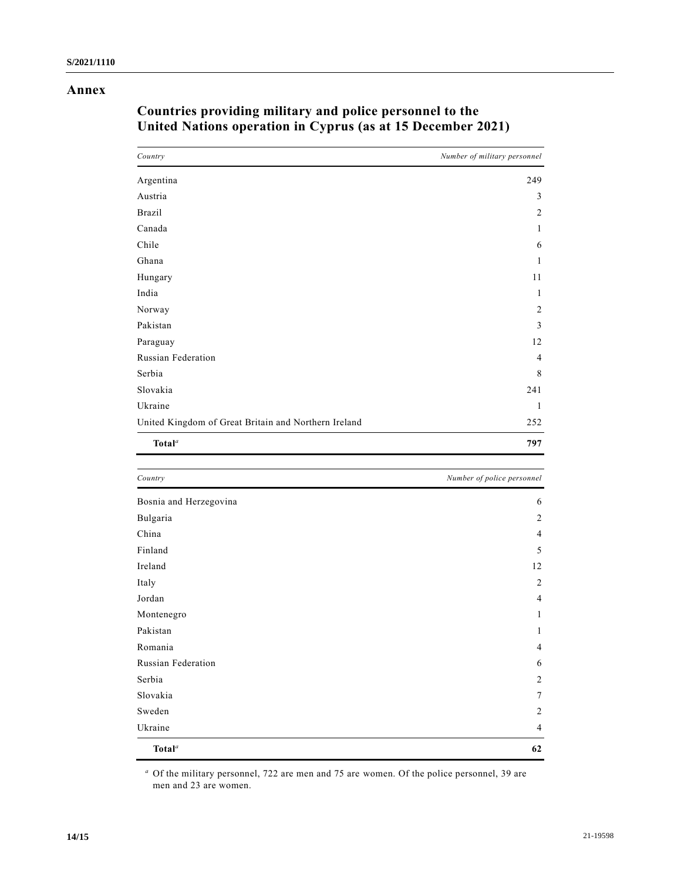# Annex

## Countries providing military and police personnel to the United Nations operation in Cyprus (as at 15 December 2021)

| *Country* | *Number of military personnel* |
|---|---|
| Argentina | 249 |
| Austria | 3 |
| Brazil | 2 |
| Canada | 1 |
| Chile | 6 |
| Ghana | 1 |
| Hungary | 11 |
| India | 1 |
| Norway | 2 |
| Pakistan | 3 |
| Paraguay | 12 |
| Russian Federation | 4 |
| Serbia | 8 |
| Slovakia | 241 |
| Ukraine | 1 |
| United Kingdom of Great Britain and Northern Ireland | 252 |
| **Total**[a] | **797** |

| *Country* | *Number of police personnel* |
|---|---|
| Bosnia and Herzegovina | 6 |
| Bulgaria | 2 |
| China | 4 |
| Finland | 5 |
| Ireland | 12 |
| Italy | 2 |
| Jordan | 4 |
| Montenegro | 1 |
| Pakistan | 1 |
| Romania | 4 |
| Russian Federation | 6 |
| Serbia | 2 |
| Slovakia | 7 |
| Sweden | 2 |
| Ukraine | 4 |
| **Total**[a] | **62** |

[a] Of the military personnel, 722 are men and 75 are women. Of the police personnel, 39 are men and 23 are women.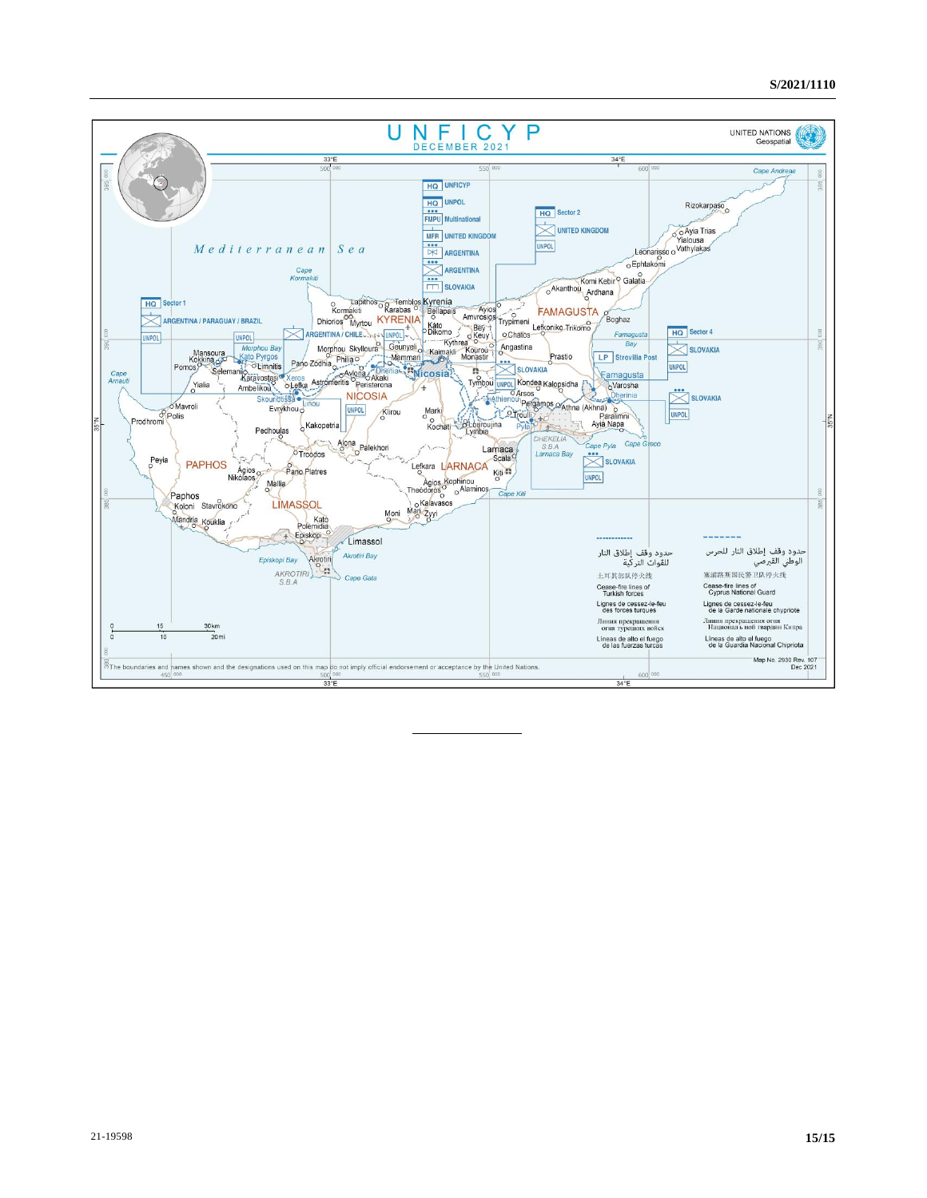UNFICYP

DECEMBER 2021

UNITED NATIONS
Geospatial

Mediterranean Sea

HQ UNFICYP
HQ UNPOL
FMPU Multinational
MFR UNITED KINGDOM
ARGENTINA
ARGENTINA
SLOVAKIA

HQ Sector 1
ARGENTINA / PARAGUAY / BRAZIL
UNPOL
ARGENTINA / CHILE
UNPOL

HQ Sector 2
UNITED KINGDOM
UNPOL

HQ Sector 4
SLOVAKIA
LP Strovilia Post
UNPOL
SLOVAKIA
SLOVAKIA
UNPOL
SLOVAKIA
UNPOL
SLOVAKIA
UNPOL

KYRENIA
FAMAGUSTA
NICOSIA
PAPHOS
LARNACA
LIMASSOL

DHEKELIA S.B.A
AKROTIRI S.B.A

حدود وقف إطلاق النار للقوات التركية
土耳其部队停火线
Cease-fire lines of Turkish forces
Lignes de cessez-le-feu des forces turques
Линия прекращения огня турецких войск
Líneas de alto el fuego de las fuerzas turcas

حدود وقف إطلاق النار للحرس الوطني القبرصي
塞浦路斯国民警卫队停火线
Cease-fire lines of Cyprus National Guard
Lignes de cessez-le-feu de la Garde nationale chypriote
Линия прекращения огня Национальной гвардии Кипра
Líneas de alto el fuego de la Guardia Nacional Chipriota

0 15 30 km
0 10 20 mi

The boundaries and names shown and the designations used on this map do not imply official endorsement or acceptance by the United Nations.

Map No. 2930 Rev. 107
Dec 2021